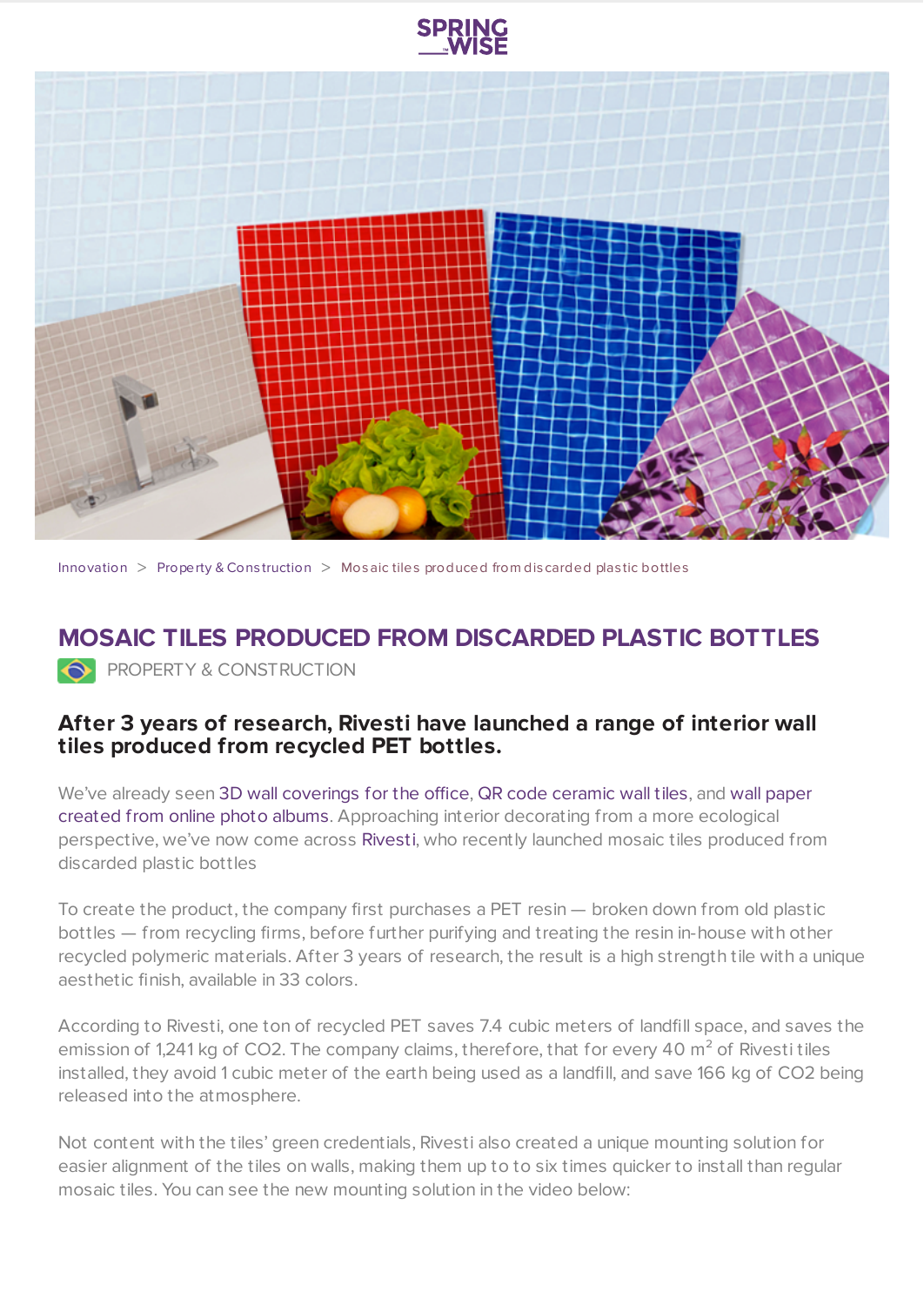Innovation > Property & Construction > Mosaic tiles produced from discarded plastic bottles

# MOSAIC TILES PRODUCED FROM DISCARDED PLASTIC BOTTLES

PROPERTY & CONSTRUCTION

### After 3 years of research, Rivesti have launched a range of interior wall tiles produced from recycled PET bottles.

We've already seen 3D wall coverings for the office, QR code ceramic wall tiles, and wall paper created from online photo albums. Approaching interior decorating from a more ecological perspective, we've now come across Rivesti, who recently launched mosaic tiles produced from discarded plastic bottles

To create the product, the company first purchases a PET resin — broken down from old plastic bottles — from recycling firms, before further purifying and treating the resin in-house with other recycled polymeric materials. After 3 years of research, the result is a high strength tile with a unique aesthetic finish, available in 33 colors.

According to Rivesti, one ton of recycled PET saves 7.4 cubic meters of landfill space, and saves the emission of 1,241 kg of $CO_2$. The company claims, therefore, that for every 40 $m^2$ of Rivesti tiles installed, they avoid 1 cubic meter of the earth being used as a landfill, and save 166 kg of $CO_2$ being released into the atmosphere.

Not content with the tiles' green credentials, Rivesti also created a unique mounting solution for easier alignment of the tiles on walls, making them up to to six times quicker to install than regular mosaic tiles. You can see the new mounting solution in the video below: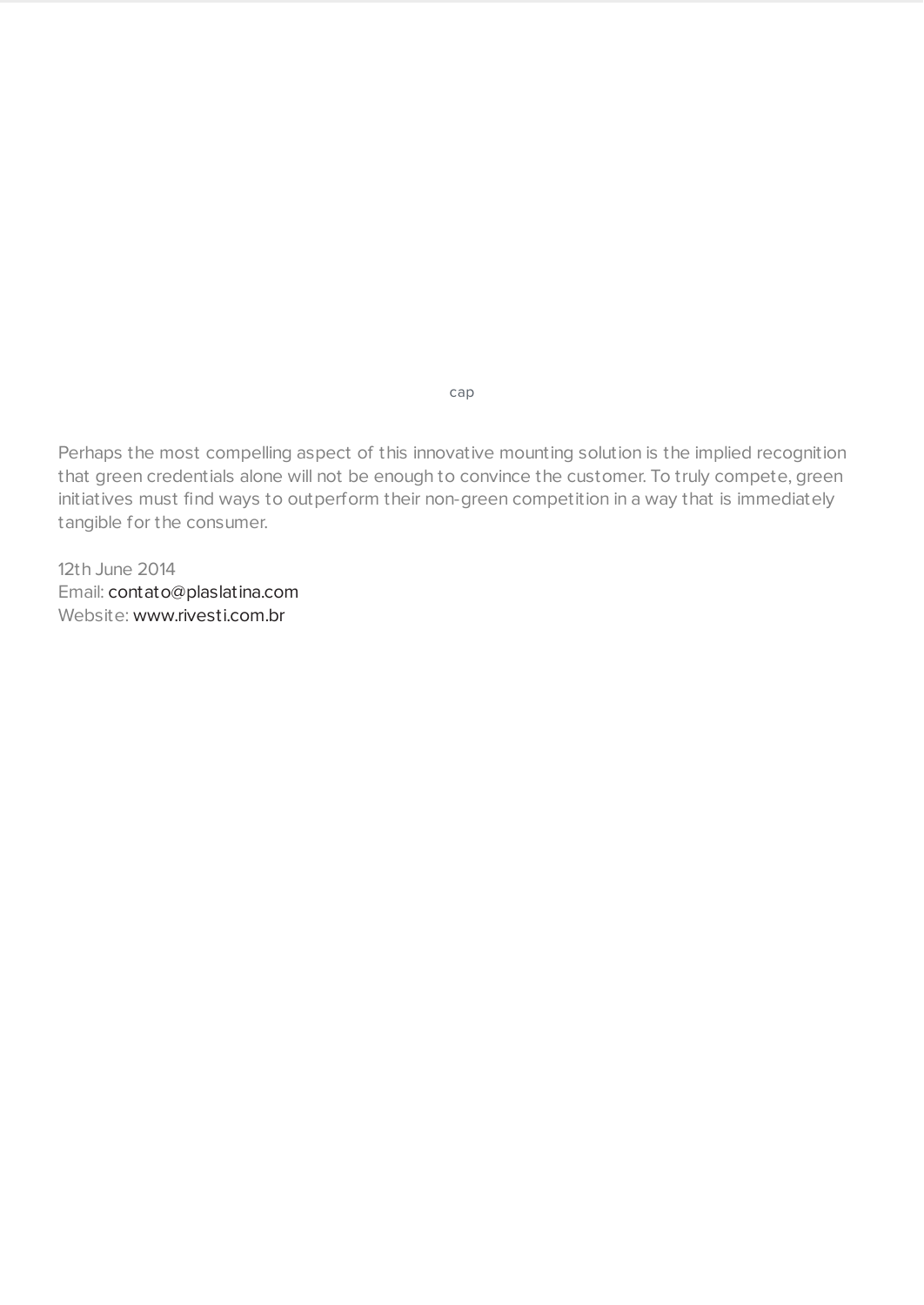cap

Perhaps the most compelling aspect of this innovative mounting solution is the implied recognition that green credentials alone will not be enough to convince the customer. To truly compete, green initiatives must find ways to outperform their non-green competition in a way that is immediately tangible for the consumer.

12th June 2014
Email: contato@plaslatina.com
Website: www.rivesti.com.br